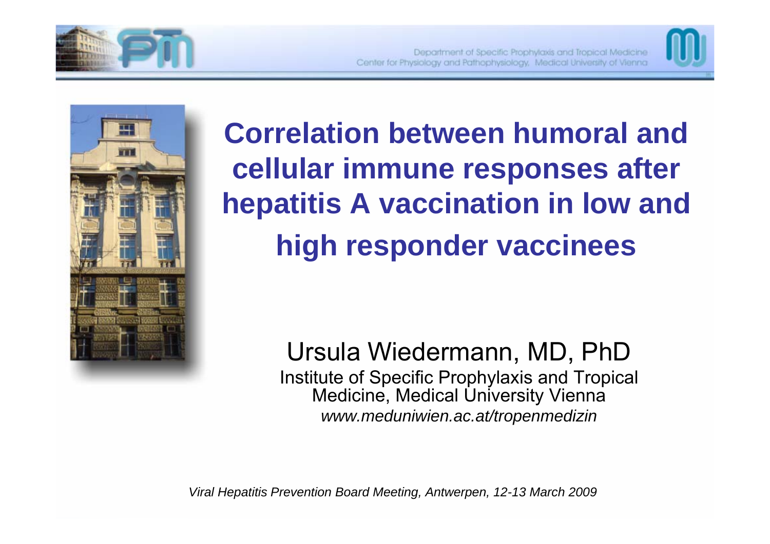Department of Specific Prophylaxis and Tropical Medicine
Center for Physiology and Pathophysiology, Medical University of Vienna

# Correlation between humoral and cellular immune responses after hepatitis A vaccination in low and high responder vaccinees

Ursula Wiedermann, MD, PhD

Institute of Specific Prophylaxis and Tropical Medicine, Medical University Vienna

*www.meduniwien.ac.at/tropenmedizin*

*Viral Hepatitis Prevention Board Meeting, Antwerpen, 12-13 March 2009*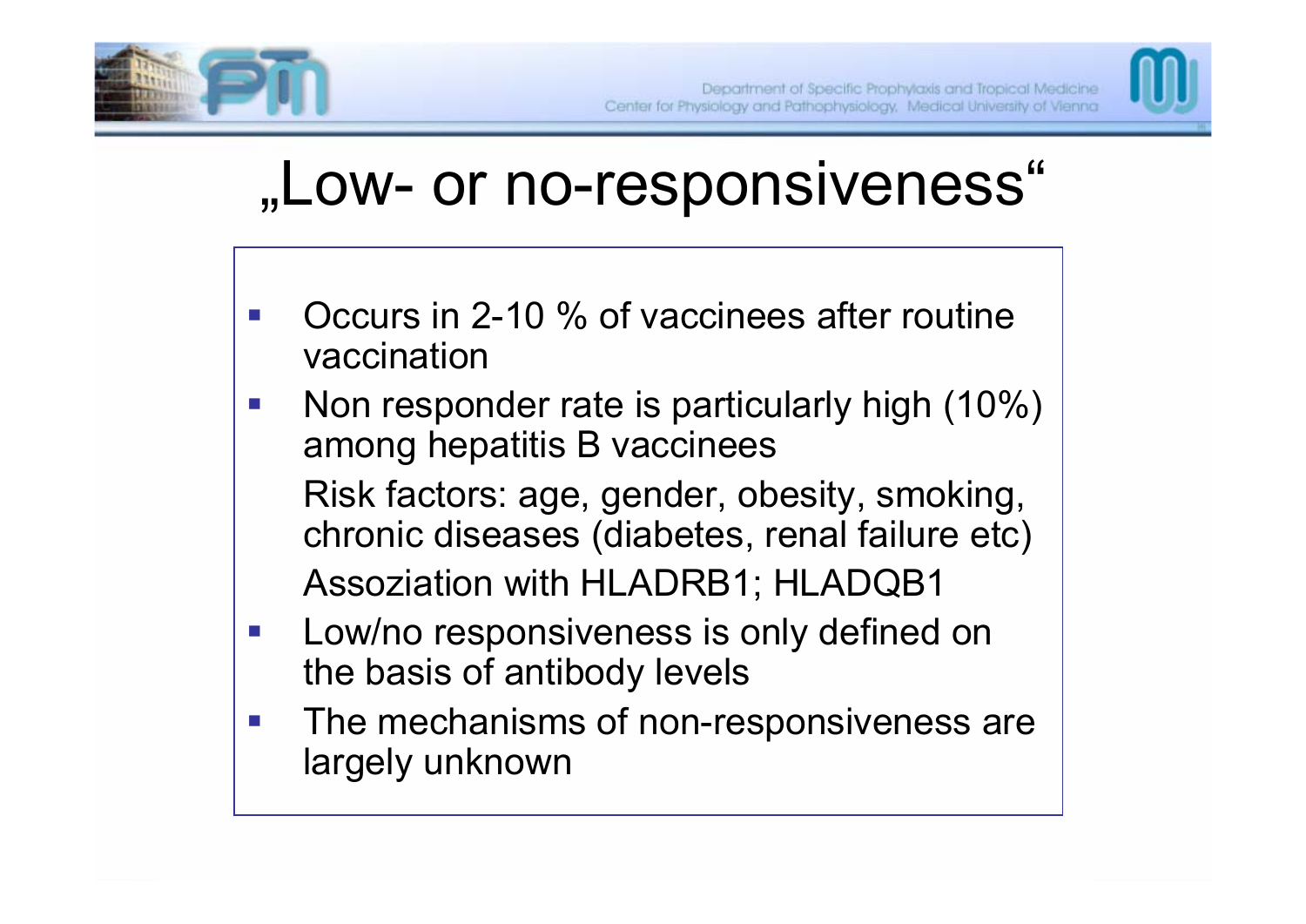# „Low- or no-responsiveness“

- Occurs in 2-10 % of vaccinees after routine vaccination
- Non responder rate is particularly high (10%) among hepatitis B vaccinees

  Risk factors: age, gender, obesity, smoking, chronic diseases (diabetes, renal failure etc)

  Assoziation with HLADRB1; HLADQB1
- Low/no responsiveness is only defined on the basis of antibody levels
- The mechanisms of non-responsiveness are largely unknown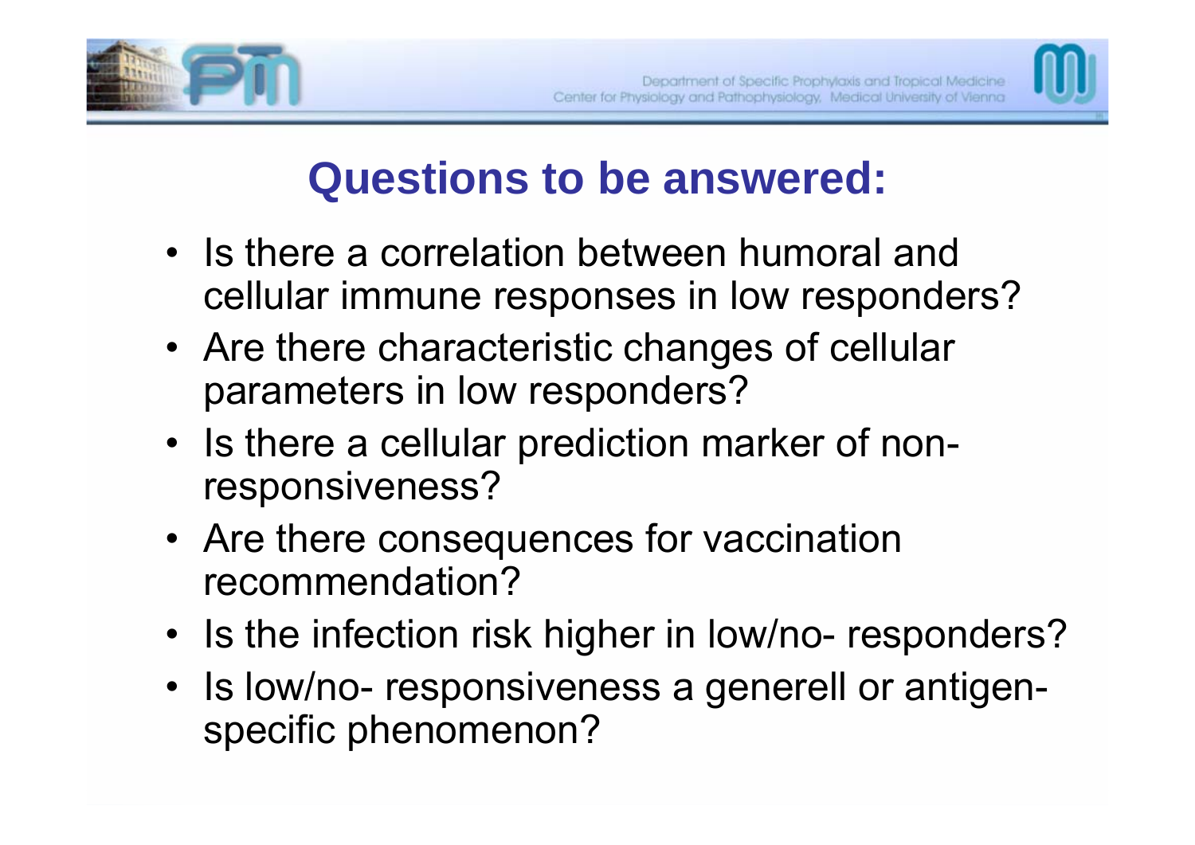# Questions to be answered:

- Is there a correlation between humoral and cellular immune responses in low responders?
- Are there characteristic changes of cellular parameters in low responders?
- Is there a cellular prediction marker of non-responsiveness?
- Are there consequences for vaccination recommendation?
- Is the infection risk higher in low/no- responders?
- Is low/no- responsiveness a generell or antigen-specific phenomenon?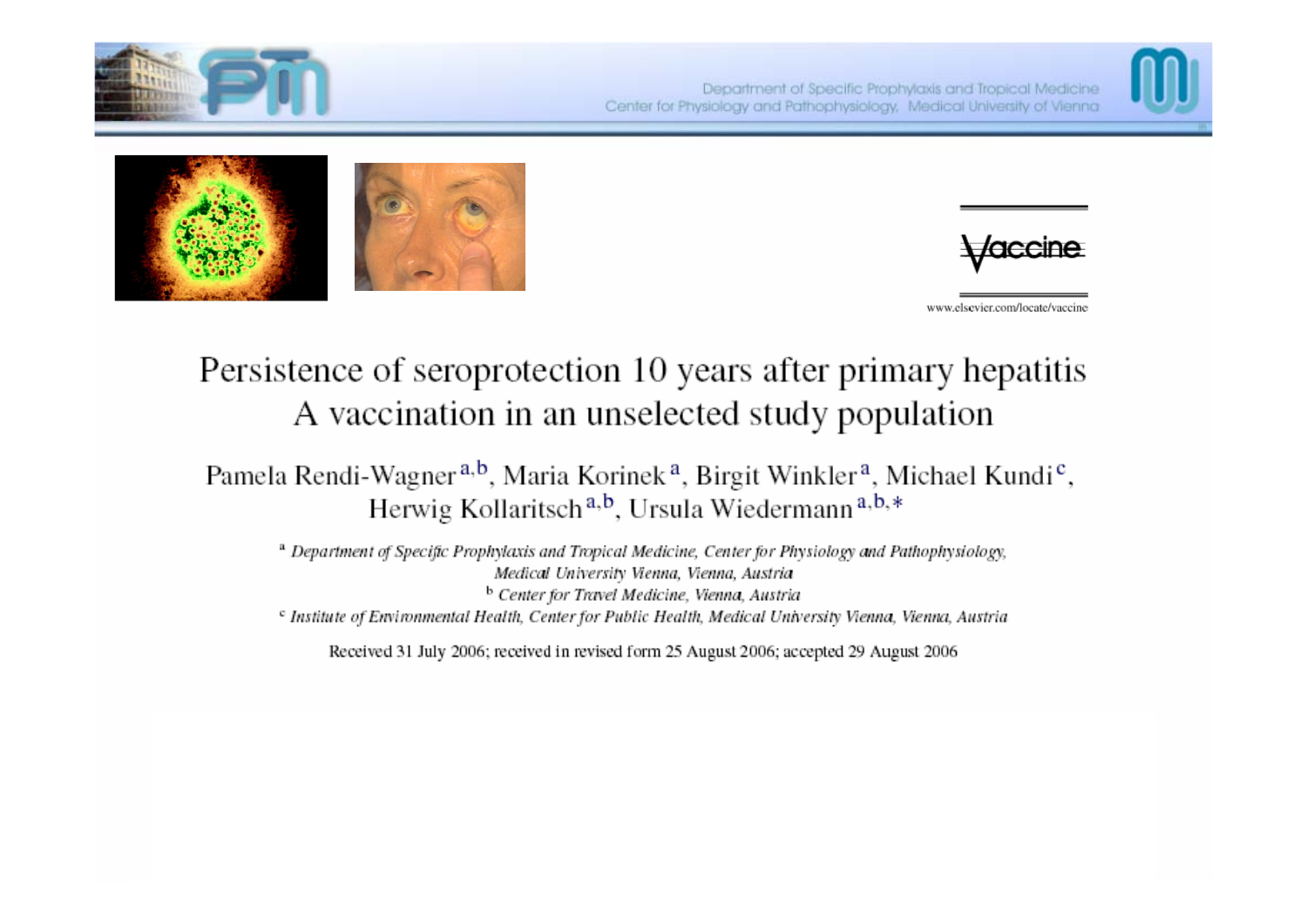Department of Specific Prophylaxis and Tropical Medicine
Center for Physiology and Pathophysiology, Medical University of Vienna

Vaccine

www.elsevier.com/locate/vaccine

# Persistence of seroprotection 10 years after primary hepatitis A vaccination in an unselected study population

Pamela Rendi-Wagner[a,b], Maria Korinek[a], Birgit Winkler[a], Michael Kundi[c], Herwig Kollaritsch[a,b], Ursula Wiedermann[a,b,*]

[a] *Department of Specific Prophylaxis and Tropical Medicine, Center for Physiology and Pathophysiology, Medical University Vienna, Vienna, Austria*

[b] *Center for Travel Medicine, Vienna, Austria*

[c] *Institute of Environmental Health, Center for Public Health, Medical University Vienna, Vienna, Austria*

Received 31 July 2006; received in revised form 25 August 2006; accepted 29 August 2006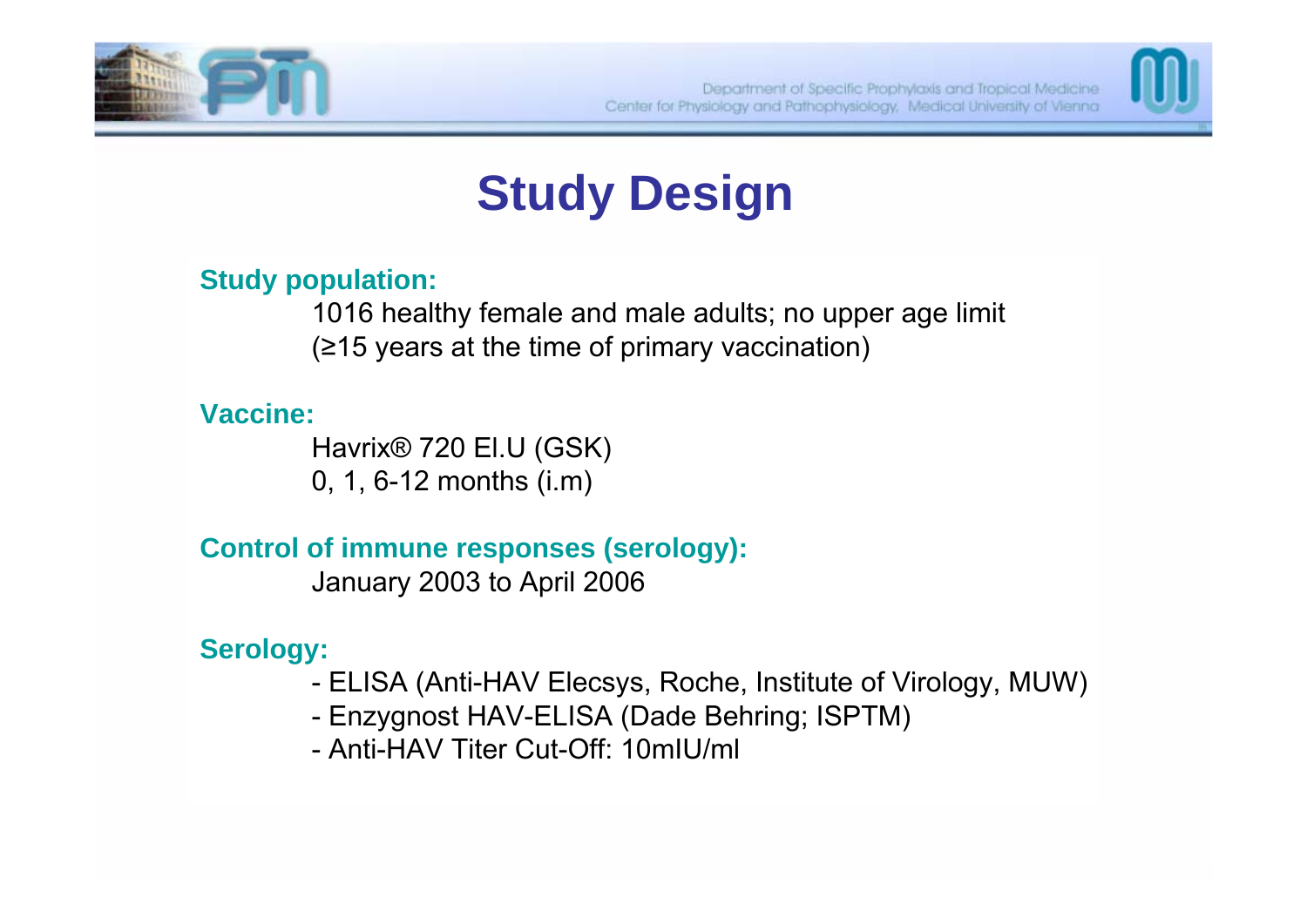# Study Design

**Study population:**

1016 healthy female and male adults; no upper age limit
(≥15 years at the time of primary vaccination)

**Vaccine:**

Havrix® 720 El.U (GSK)
0, 1, 6-12 months (i.m)

**Control of immune responses (serology):**

January 2003 to April 2006

**Serology:**

- ELISA (Anti-HAV Elecsys, Roche, Institute of Virology, MUW)
- Enzygnost HAV-ELISA (Dade Behring; ISPTM)
- Anti-HAV Titer Cut-Off: 10mIU/ml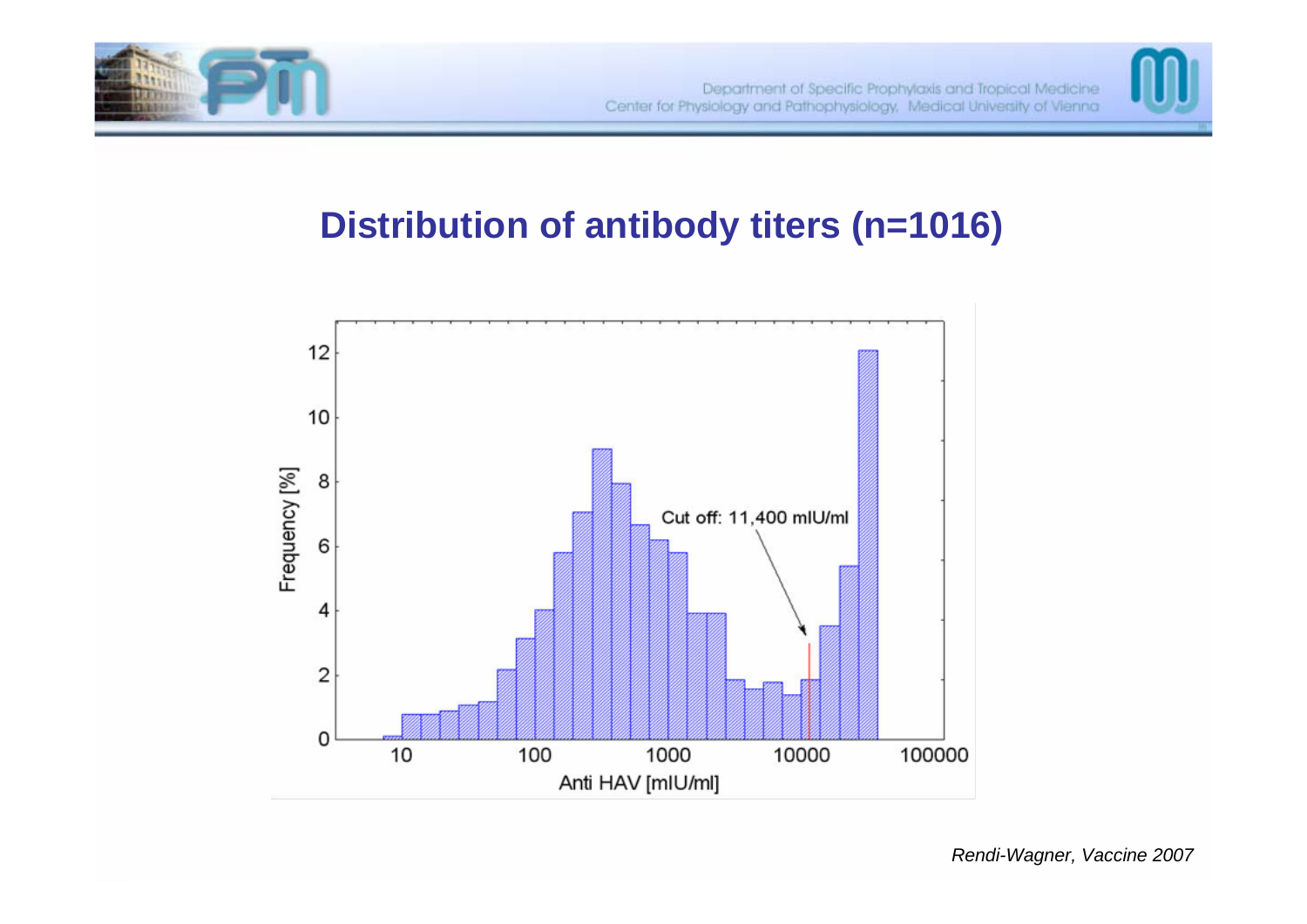## Distribution of antibody titers (n=1016)

Cut off: 11,400 mIU/ml

Frequency [%]

Anti HAV [mIU/ml]

*Rendi-Wagner, Vaccine 2007*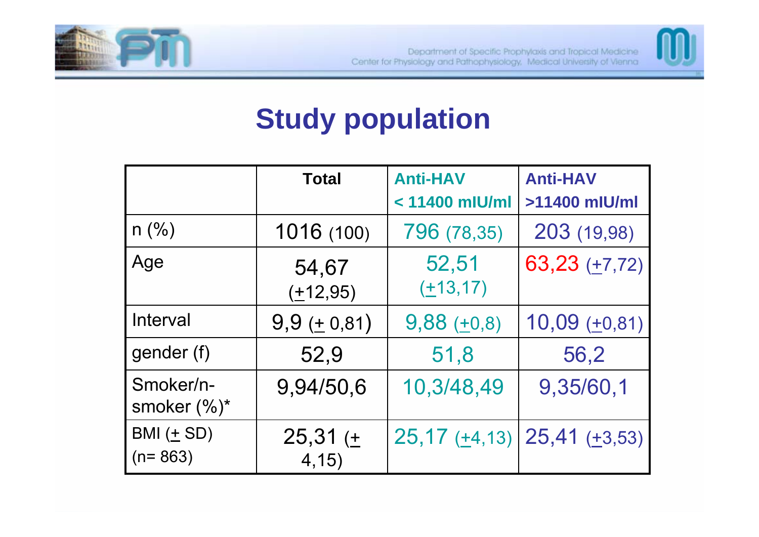# Study population

| | Total | Anti-HAV < 11400 mIU/ml | Anti-HAV >11400 mIU/ml |
|---|---|---|---|
| n (%) | 1016 (100) | 796 (78,35) | 203 (19,98) |
| Age | 54,67 (±12,95) | 52,51 (±13,17) | 63,23 (±7,72) |
| Interval | 9,9 (± 0,81) | 9,88 (±0,8) | 10,09 (±0,81) |
| gender (f) | 52,9 | 51,8 | 56,2 |
| Smoker/n-smoker (%)* | 9,94/50,6 | 10,3/48,49 | 9,35/60,1 |
| BMI (± SD) (n= 863) | 25,31 (± 4,15) | 25,17 (±4,13) | 25,41 (±3,53) |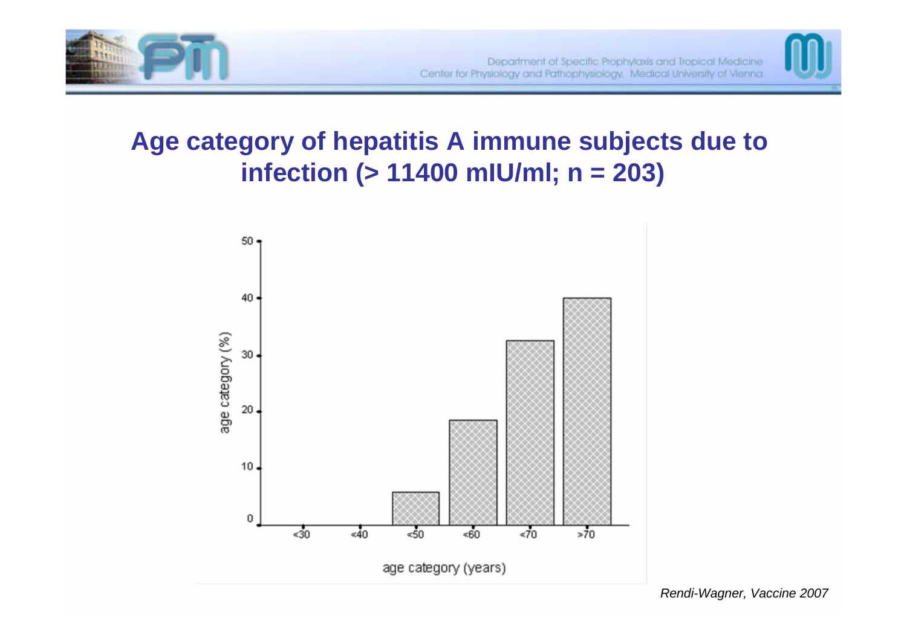## Age category of hepatitis A immune subjects due to infection (> 11400 mIU/ml; n = 203)

age category (%)

50, 40, 30, 20, 10, 0

<30 | <40 | <50 | <60 | <70 | >70

age category (years)

*Rendi-Wagner, Vaccine 2007*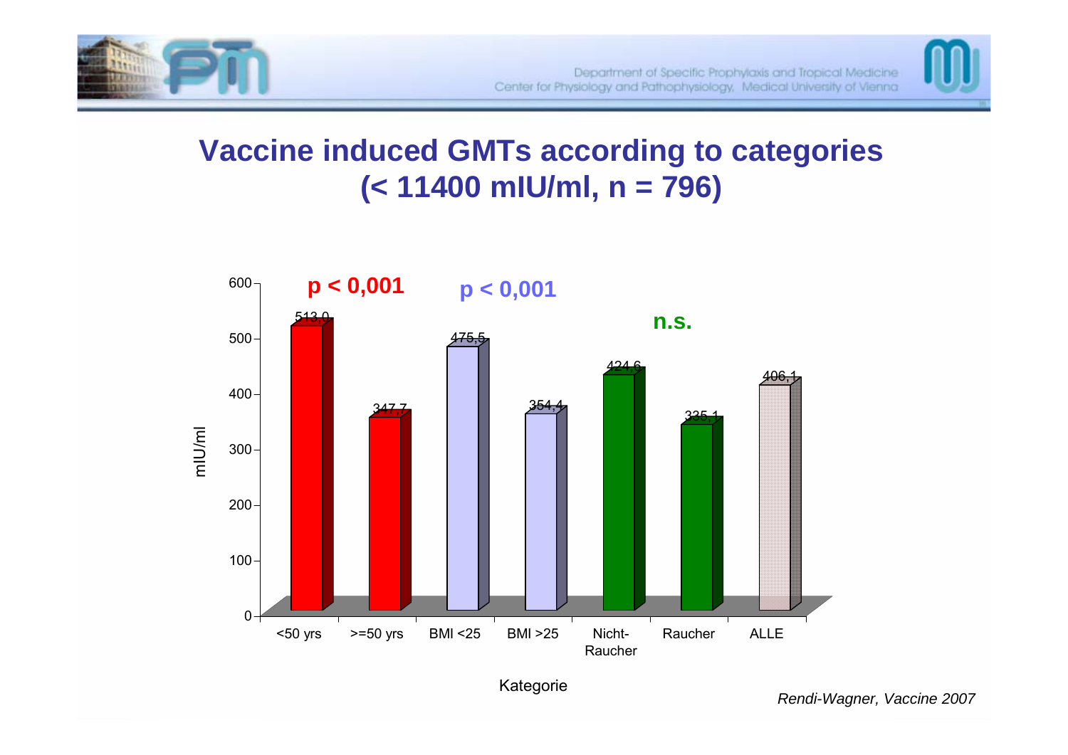# Vaccine induced GMTs according to categories (< 11400 mIU/ml, n = 796)

| Kategorie | mIU/ml |
|---|---|
| <50 yrs | 513,0 |
| >=50 yrs | 347,7 |
| BMI <25 | 475,5 |
| BMI >25 | 354,4 |
| Nicht-Raucher | 424,6 |
| Raucher | 335,1 |
| ALLE | 406,1 |

Age: p < 0,001; BMI: p < 0,001; Nicht-Raucher vs. Raucher: n.s.

*Rendi-Wagner, Vaccine 2007*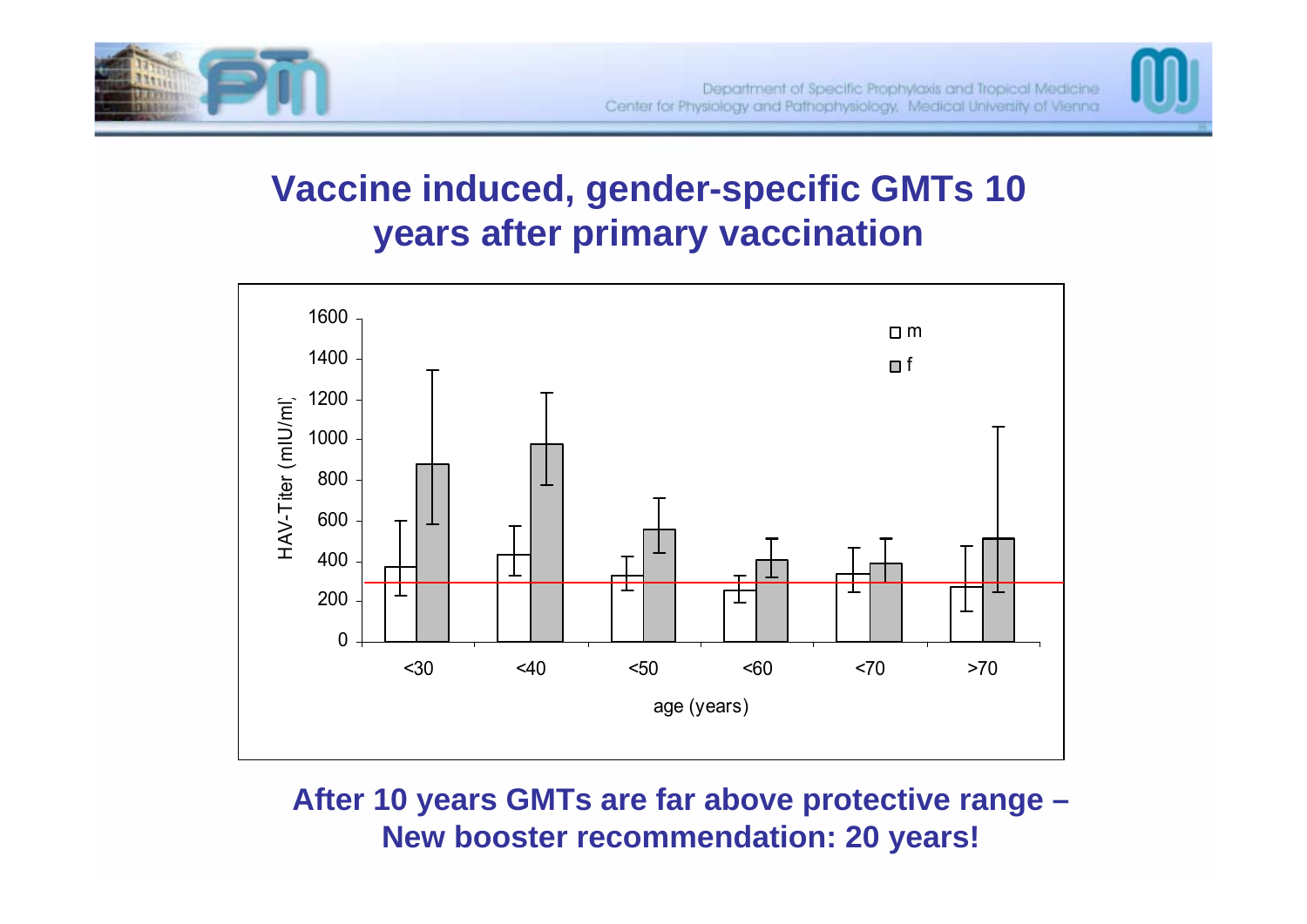# Vaccine induced, gender-specific GMTs 10 years after primary vaccination

**After 10 years GMTs are far above protective range – New booster recommendation: 20 years!**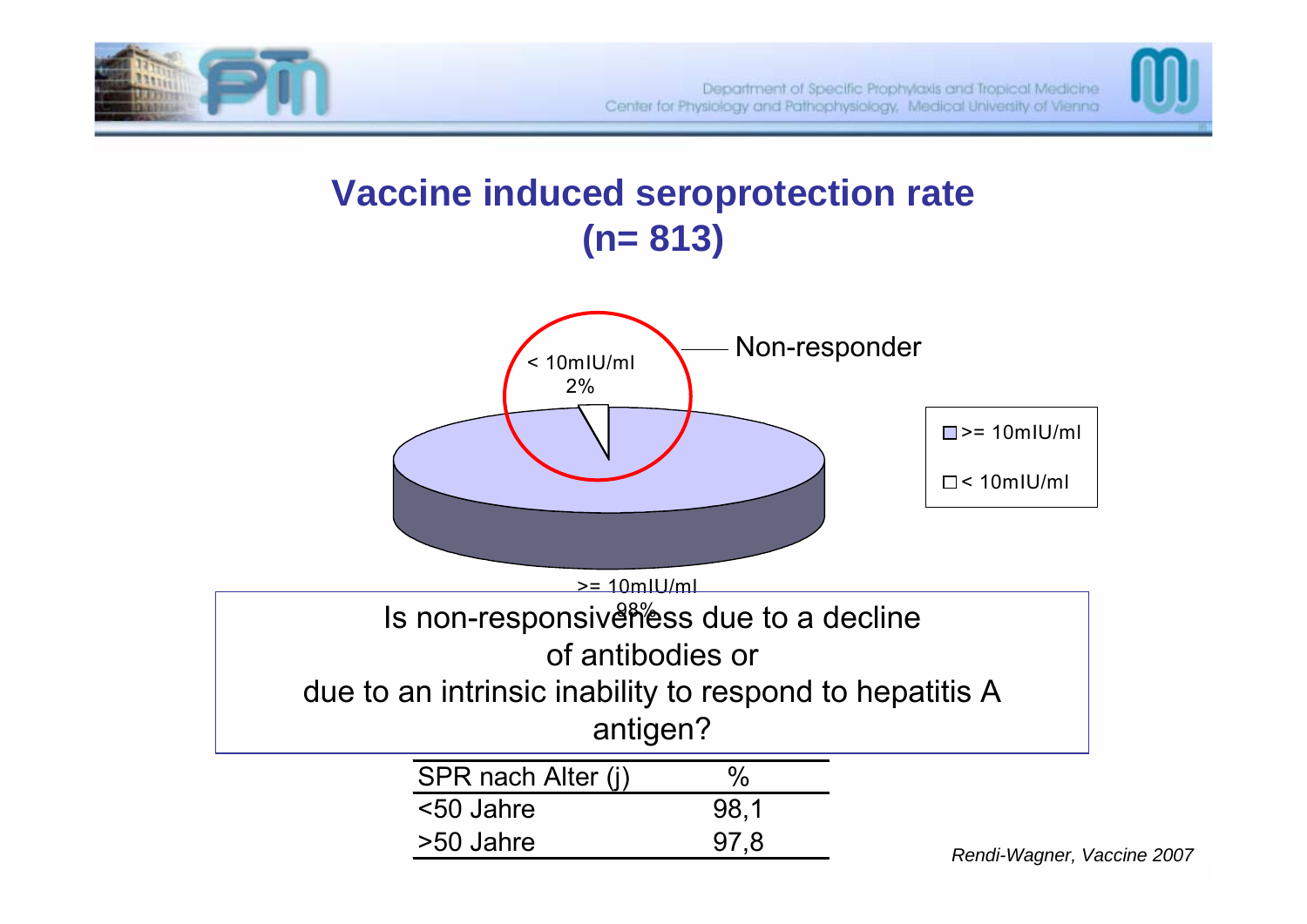# Vaccine induced seroprotection rate (n= 813)

Non-responder

< 10mIU/ml
2%

>= 10mIU/ml
98%

- >= 10mIU/ml
- < 10mIU/ml

Is non-responsiveness due to a decline of antibodies or due to an intrinsic inability to respond to hepatitis A antigen?

| SPR nach Alter (j) | % |
|---|---|
| <50 Jahre | 98,1 |
| >50 Jahre | 97,8 |

*Rendi-Wagner, Vaccine 2007*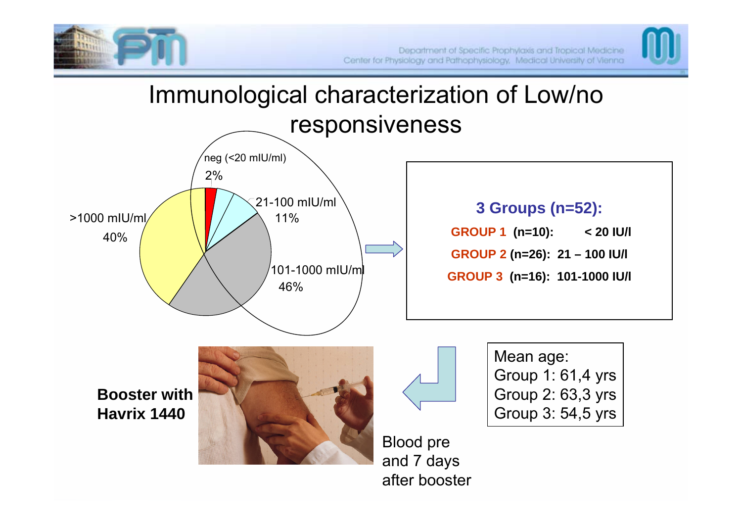# Immunological characterization of Low/no responsiveness

neg (<20 mIU/ml) 2%

21-100 mIU/ml 11%

101-1000 mIU/ml 46%

>1000 mIU/ml 40%

**3 Groups (n=52):**

**GROUP 1 (n=10): < 20 IU/l**

**GROUP 2 (n=26): 21 – 100 IU/l**

**GROUP 3 (n=16): 101-1000 IU/l**

Mean age:
Group 1: 61,4 yrs
Group 2: 63,3 yrs
Group 3: 54,5 yrs

**Booster with Havrix 1440**

Blood pre and 7 days after booster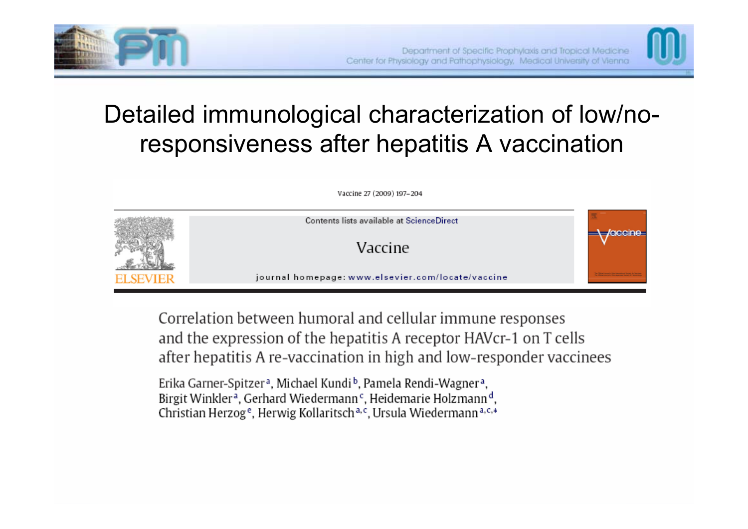# Detailed immunological characterization of low/no-responsiveness after hepatitis A vaccination

Vaccine 27 (2009) 197–204

Contents lists available at ScienceDirect

Vaccine

journal homepage: www.elsevier.com/locate/vaccine

## Correlation between humoral and cellular immune responses and the expression of the hepatitis A receptor HAVcr-1 on T cells after hepatitis A re-vaccination in high and low-responder vaccinees

Erika Garner-Spitzer[a], Michael Kundi[b], Pamela Rendi-Wagner[a], Birgit Winkler[a], Gerhard Wiedermann[c], Heidemarie Holzmann[d], Christian Herzog[e], Herwig Kollaritsch[a,c], Ursula Wiedermann[a,c,*]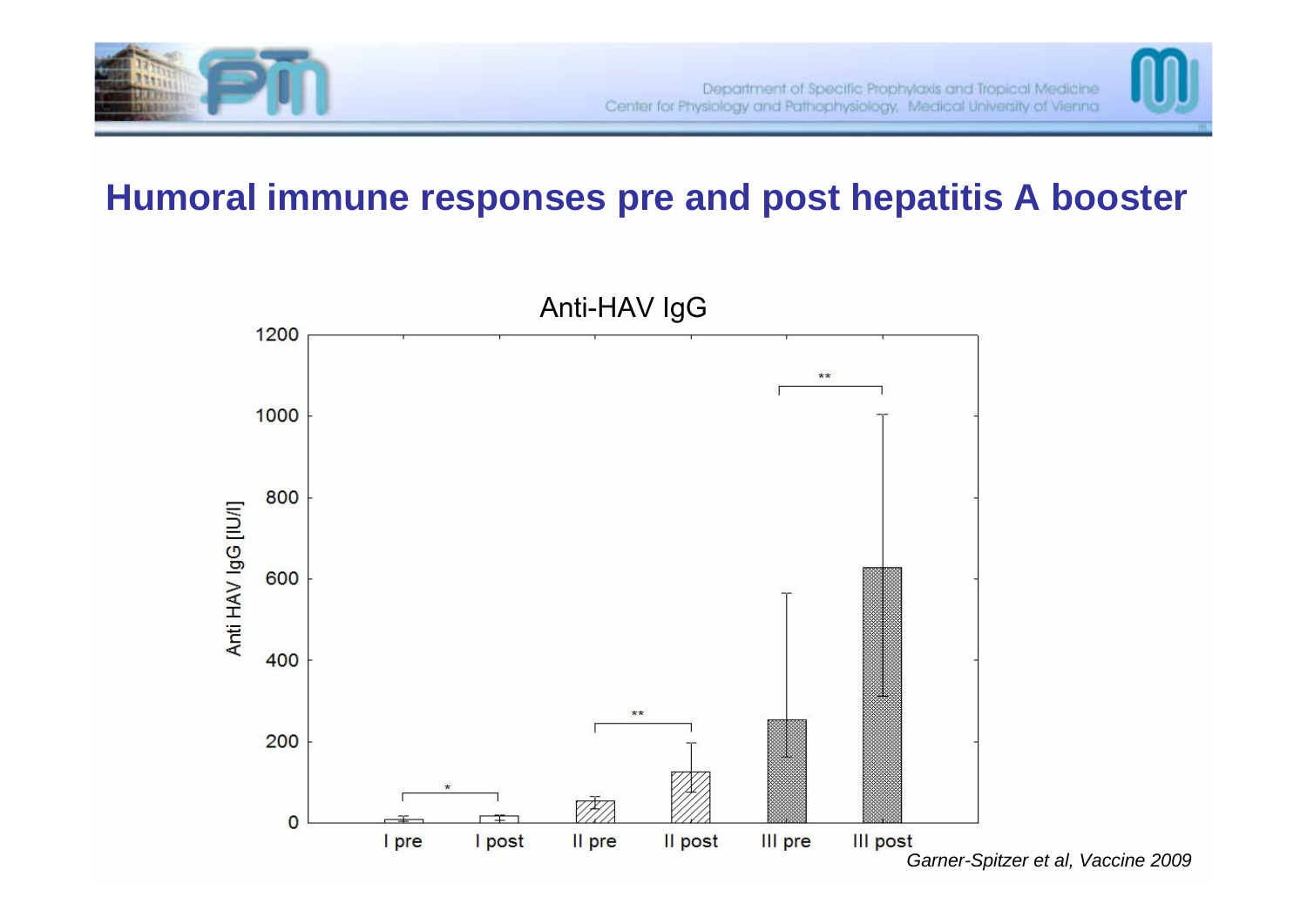## Humoral immune responses pre and post hepatitis A booster

Anti-HAV IgG

Anti HAV IgG [IU/l]

I pre | I post | II pre | II post | III pre | III post

*Garner-Spitzer et al, Vaccine 2009*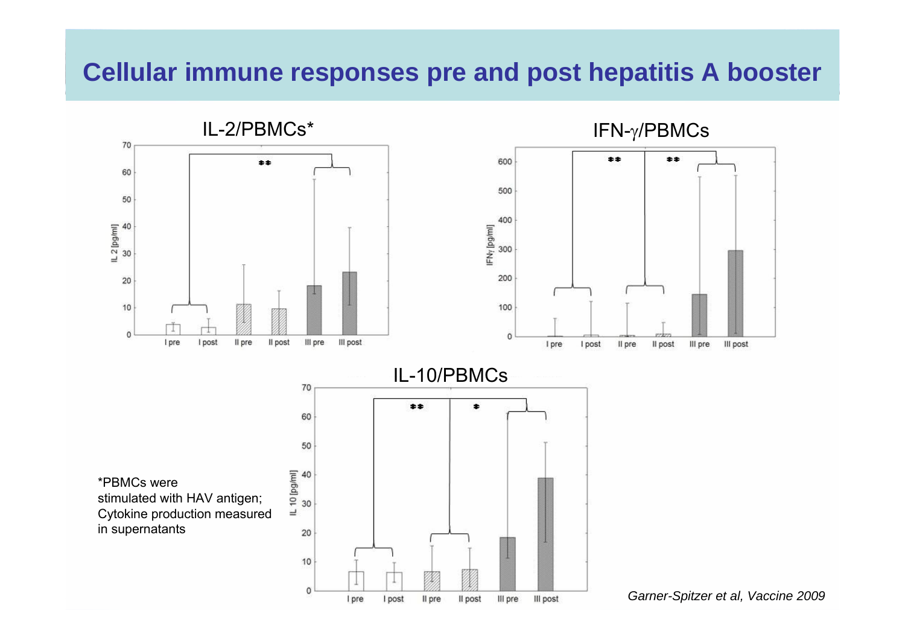# Cellular immune responses pre and post hepatitis A booster

IL-2/PBMCs*

IFN-γ/PBMCs

IL-10/PBMCs

*PBMCs were stimulated with HAV antigen; Cytokine production measured in supernatants

*Garner-Spitzer et al, Vaccine 2009*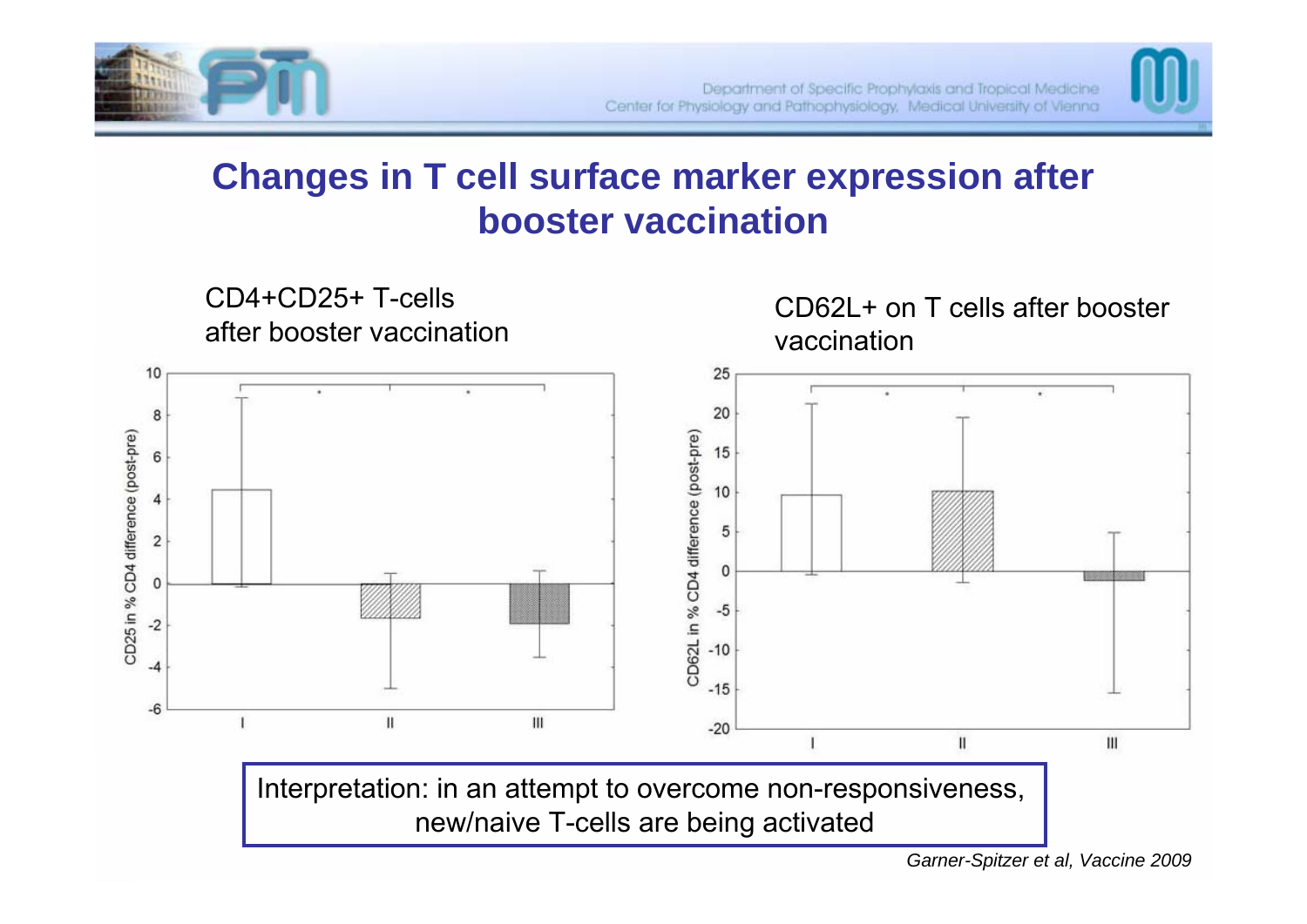# Changes in T cell surface marker expression after booster vaccination

CD4+CD25+ T-cells after booster vaccination

CD62L+ on T cells after booster vaccination

Interpretation: in an attempt to overcome non-responsiveness, new/naive T-cells are being activated

*Garner-Spitzer et al, Vaccine 2009*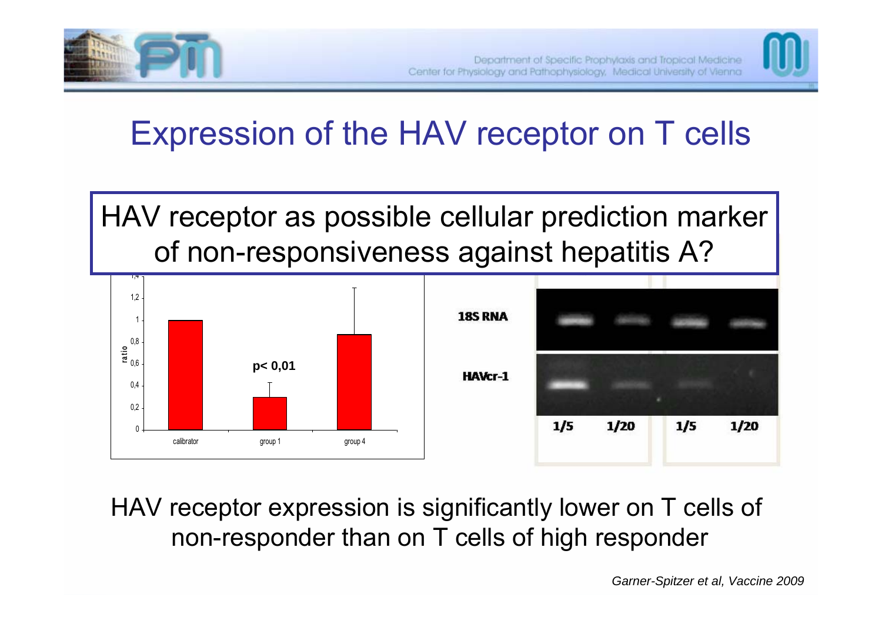# Expression of the HAV receptor on T cells

HAV receptor as possible cellular prediction marker of non-responsiveness against hepatitis A?

ratio

1,4

1,2

1

0,8

0,6

0,4

0,2

0

calibrator

group 1

group 4

$p < 0,01$

18S RNA

HAVcr-1

1/5 1/20 1/5 1/20

HAV receptor expression is significantly lower on T cells of non-responder than on T cells of high responder

*Garner-Spitzer et al, Vaccine 2009*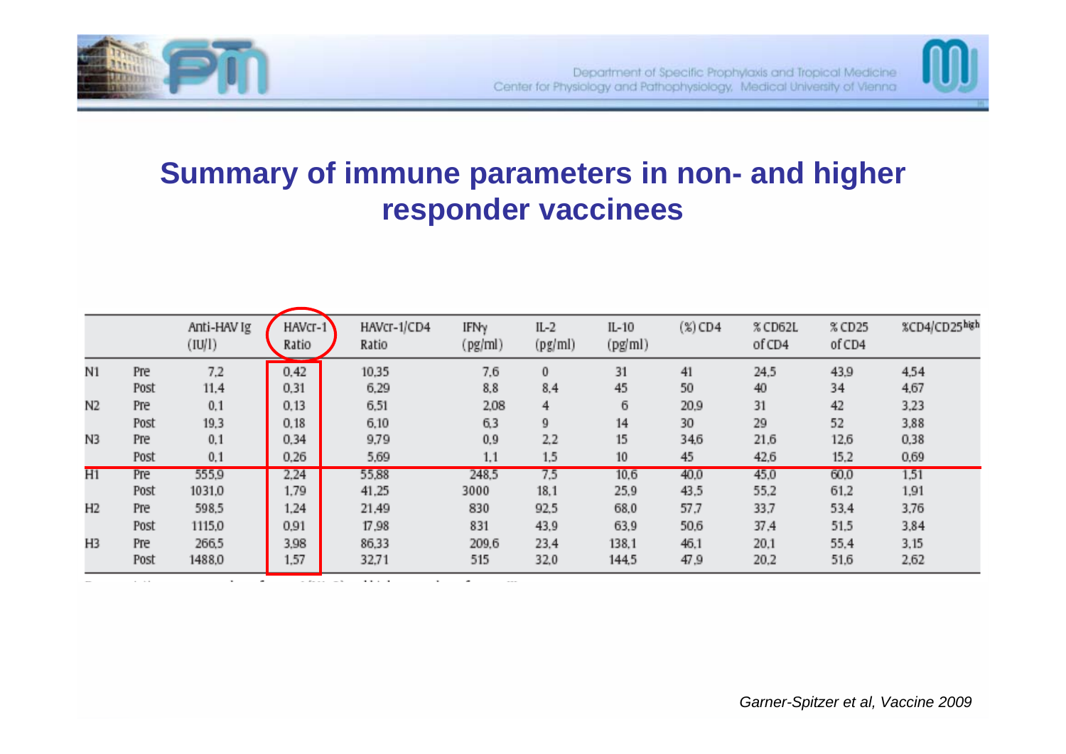## Summary of immune parameters in non- and higher responder vaccinees

| | | Anti-HAV Ig (IU/l) | HAVcr-1 Ratio | HAVcr-1/CD4 Ratio | IFNγ (pg/ml) | IL-2 (pg/ml) | IL-10 (pg/ml) | (%) CD4 | % CD62L of CD4 | % CD25 of CD4 | %CD4/CD25[high] |
|---|---|---|---|---|---|---|---|---|---|---|---|
| N1 | Pre | 7,2 | 0,42 | 10,35 | 7,6 | 0 | 31 | 41 | 24,5 | 43,9 | 4,54 |
| | Post | 11,4 | 0,31 | 6,29 | 8,8 | 8,4 | 45 | 50 | 40 | 34 | 4,67 |
| N2 | Pre | 0,1 | 0,13 | 6,51 | 2,08 | 4 | 6 | 20,9 | 31 | 42 | 3,23 |
| | Post | 19,3 | 0,18 | 6,10 | 6,3 | 9 | 14 | 30 | 29 | 52 | 3,88 |
| N3 | Pre | 0,1 | 0,34 | 9,79 | 0,9 | 2,2 | 15 | 34,6 | 21,6 | 12,6 | 0,38 |
| | Post | 0,1 | 0,26 | 5,69 | 1,1 | 1,5 | 10 | 45 | 42,6 | 15,2 | 0,69 |
| H1 | Pre | 555,9 | 2,24 | 55,88 | 248,5 | 7,5 | 10,6 | 40,0 | 45,0 | 60,0 | 1,51 |
| | Post | 1031,0 | 1,79 | 41,25 | 3000 | 18,1 | 25,9 | 43,5 | 55,2 | 61,2 | 1,91 |
| H2 | Pre | 598,5 | 1,24 | 21,49 | 830 | 92,5 | 68,0 | 57,7 | 33,7 | 53,4 | 3,76 |
| | Post | 1115,0 | 0,91 | 17,98 | 831 | 43,9 | 63,9 | 50,6 | 37,4 | 51,5 | 3,84 |
| H3 | Pre | 266,5 | 3,98 | 86,33 | 209,6 | 23,4 | 138,1 | 46,1 | 20,1 | 55,4 | 3,15 |
| | Post | 1488,0 | 1,57 | 32,71 | 515 | 32,0 | 144,5 | 47,9 | 20,2 | 51,6 | 2,62 |

*Garner-Spitzer et al, Vaccine 2009*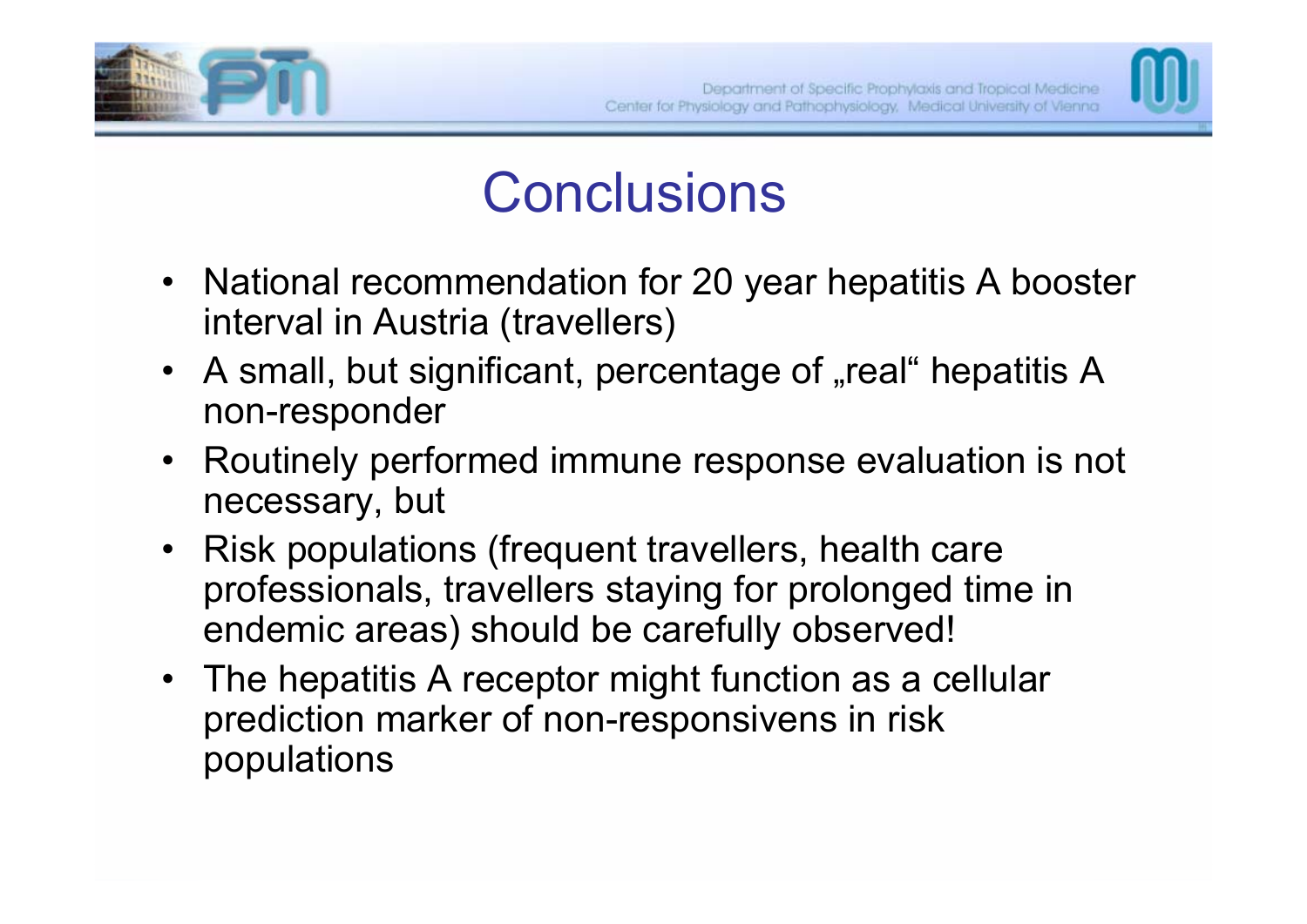# Conclusions

- National recommendation for 20 year hepatitis A booster interval in Austria (travellers)
- A small, but significant, percentage of „real“ hepatitis A non-responder
- Routinely performed immune response evaluation is not necessary, but
- Risk populations (frequent travellers, health care professionals, travellers staying for prolonged time in endemic areas) should be carefully observed!
- The hepatitis A receptor might function as a cellular prediction marker of non-responsivens in risk populations